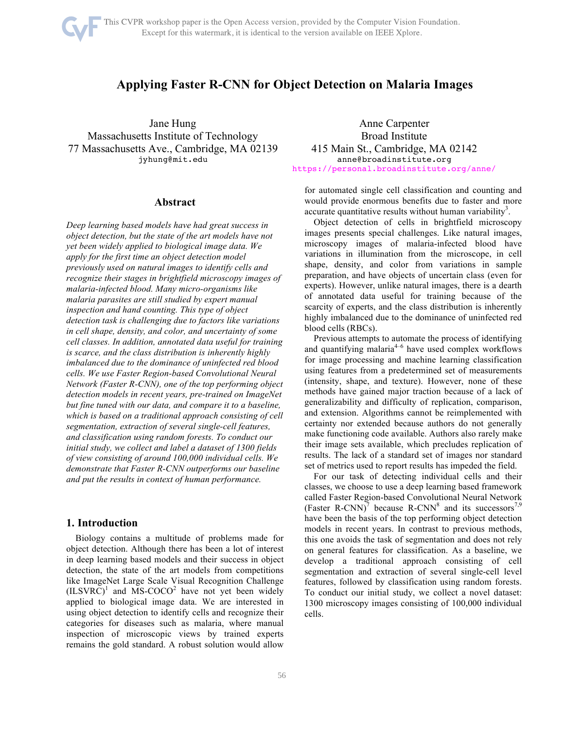# Applying Faster R-CNN for Object Detection on Malaria Images

Jane Hung
Massachusetts Institute of Technology
77 Massachusetts Ave., Cambridge, MA 02139
jyhung@mit.edu

Anne Carpenter
Broad Institute
415 Main St., Cambridge, MA 02142
anne@broadinstitute.org
https://personal.broadinstitute.org/anne/

## Abstract

*Deep learning based models have had great success in object detection, but the state of the art models have not yet been widely applied to biological image data. We apply for the first time an object detection model previously used on natural images to identify cells and recognize their stages in brightfield microscopy images of malaria-infected blood. Many micro-organisms like malaria parasites are still studied by expert manual inspection and hand counting. This type of object detection task is challenging due to factors like variations in cell shape, density, and color, and uncertainty of some cell classes. In addition, annotated data useful for training is scarce, and the class distribution is inherently highly imbalanced due to the dominance of uninfected red blood cells. We use Faster Region-based Convolutional Neural Network (Faster R-CNN), one of the top performing object detection models in recent years, pre-trained on ImageNet but fine tuned with our data, and compare it to a baseline, which is based on a traditional approach consisting of cell segmentation, extraction of several single-cell features, and classification using random forests. To conduct our initial study, we collect and label a dataset of 1300 fields of view consisting of around 100,000 individual cells. We demonstrate that Faster R-CNN outperforms our baseline and put the results in context of human performance.*

## 1. Introduction

Biology contains a multitude of problems made for object detection. Although there has been a lot of interest in deep learning based models and their success in object detection, the state of the art models from competitions like ImageNet Large Scale Visual Recognition Challenge (ILSVRC)[1] and MS-COCO[2] have not yet been widely applied to biological image data. We are interested in using object detection to identify cells and recognize their categories for diseases such as malaria, where manual inspection of microscopic views by trained experts remains the gold standard. A robust solution would allow for automated single cell classification and counting and would provide enormous benefits due to faster and more accurate quantitative results without human variability[3].

Object detection of cells in brightfield microscopy images presents special challenges. Like natural images, microscopy images of malaria-infected blood have variations in illumination from the microscope, in cell shape, density, and color from variations in sample preparation, and have objects of uncertain class (even for experts). However, unlike natural images, there is a dearth of annotated data useful for training because of the scarcity of experts, and the class distribution is inherently highly imbalanced due to the dominance of uninfected red blood cells (RBCs).

Previous attempts to automate the process of identifying and quantifying malaria[4–6] have used complex workflows for image processing and machine learning classification using features from a predetermined set of measurements (intensity, shape, and texture). However, none of these methods have gained major traction because of a lack of generalizability and difficulty of replication, comparison, and extension. Algorithms cannot be reimplemented with certainty nor extended because authors do not generally make functioning code available. Authors also rarely make their image sets available, which precludes replication of results. The lack of a standard set of images nor standard set of metrics used to report results has impeded the field.

For our task of detecting individual cells and their classes, we choose to use a deep learning based framework called Faster Region-based Convolutional Neural Network (Faster R-CNN)[7] because R-CNN[8] and its successors[7,9] have been the basis of the top performing object detection models in recent years. In contrast to previous methods, this one avoids the task of segmentation and does not rely on general features for classification. As a baseline, we develop a traditional approach consisting of cell segmentation and extraction of several single-cell level features, followed by classification using random forests. To conduct our initial study, we collect a novel dataset: 1300 microscopy images consisting of 100,000 individual cells.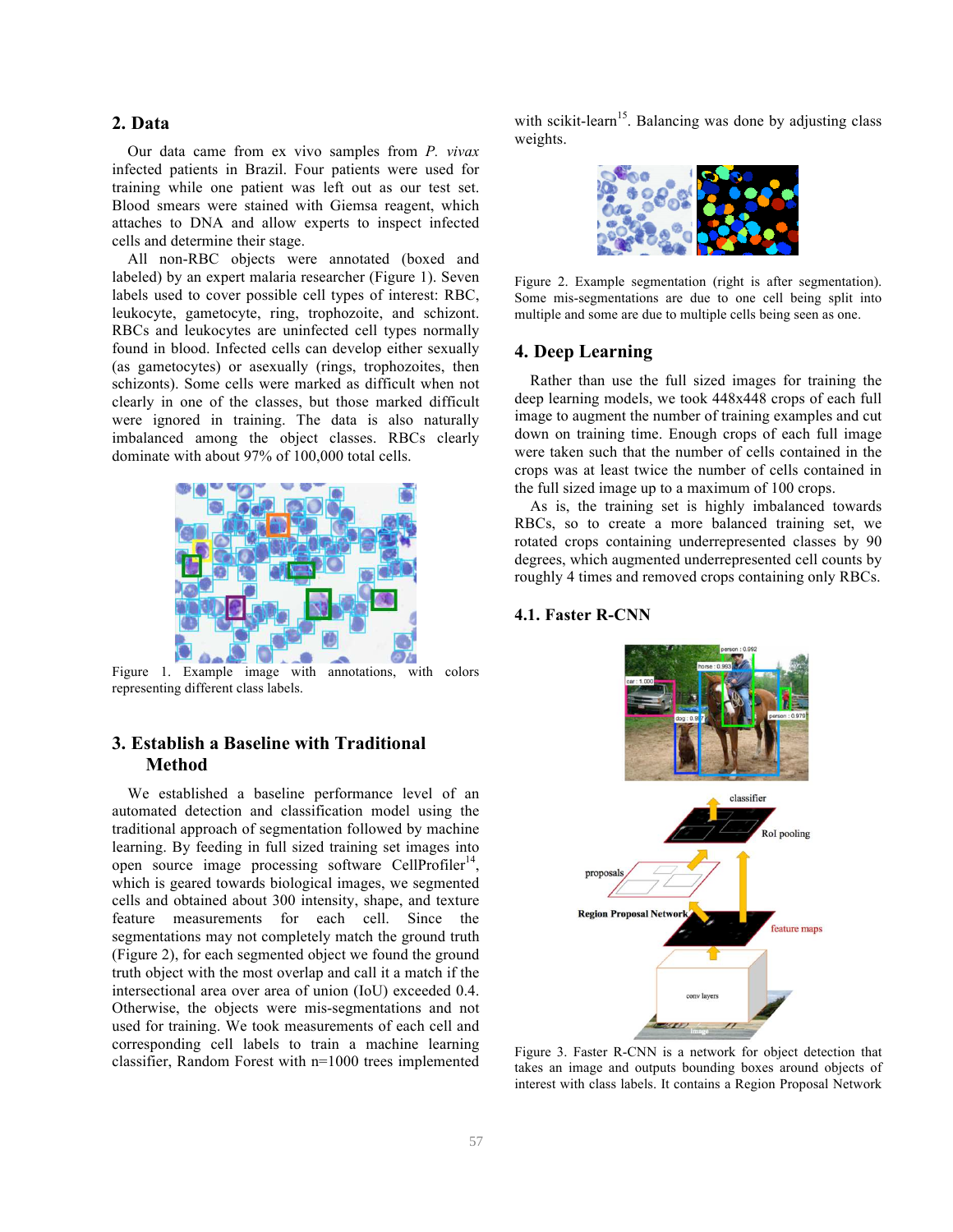## 2. Data

Our data came from ex vivo samples from *P. vivax* infected patients in Brazil. Four patients were used for training while one patient was left out as our test set. Blood smears were stained with Giemsa reagent, which attaches to DNA and allow experts to inspect infected cells and determine their stage.

All non-RBC objects were annotated (boxed and labeled) by an expert malaria researcher (Figure 1). Seven labels used to cover possible cell types of interest: RBC, leukocyte, gametocyte, ring, trophozoite, and schizont. RBCs and leukocytes are uninfected cell types normally found in blood. Infected cells can develop either sexually (as gametocytes) or asexually (rings, trophozoites, then schizonts). Some cells were marked as difficult when not clearly in one of the classes, but those marked difficult were ignored in training. The data is also naturally imbalanced among the object classes. RBCs clearly dominate with about 97% of 100,000 total cells.

Figure 1. Example image with annotations, with colors representing different class labels.

## 3. Establish a Baseline with Traditional Method

We established a baseline performance level of an automated detection and classification model using the traditional approach of segmentation followed by machine learning. By feeding in full sized training set images into open source image processing software CellProfiler[14], which is geared towards biological images, we segmented cells and obtained about 300 intensity, shape, and texture feature measurements for each cell. Since the segmentations may not completely match the ground truth (Figure 2), for each segmented object we found the ground truth object with the most overlap and call it a match if the intersectional area over area of union (IoU) exceeded 0.4. Otherwise, the objects were mis-segmentations and not used for training. We took measurements of each cell and corresponding cell labels to train a machine learning classifier, Random Forest with n=1000 trees implemented with scikit-learn[15]. Balancing was done by adjusting class weights.

Figure 2. Example segmentation (right is after segmentation). Some mis-segmentations are due to one cell being split into multiple and some are due to multiple cells being seen as one.

## 4. Deep Learning

Rather than use the full sized images for training the deep learning models, we took 448x448 crops of each full image to augment the number of training examples and cut down on training time. Enough crops of each full image were taken such that the number of cells contained in the crops was at least twice the number of cells contained in the full sized image up to a maximum of 100 crops.

As is, the training set is highly imbalanced towards RBCs, so to create a more balanced training set, we rotated crops containing underrepresented classes by 90 degrees, which augmented underrepresented cell counts by roughly 4 times and removed crops containing only RBCs.

### 4.1. Faster R-CNN

Figure 3. Faster R-CNN is a network for object detection that takes an image and outputs bounding boxes around objects of interest with class labels. It contains a Region Proposal Network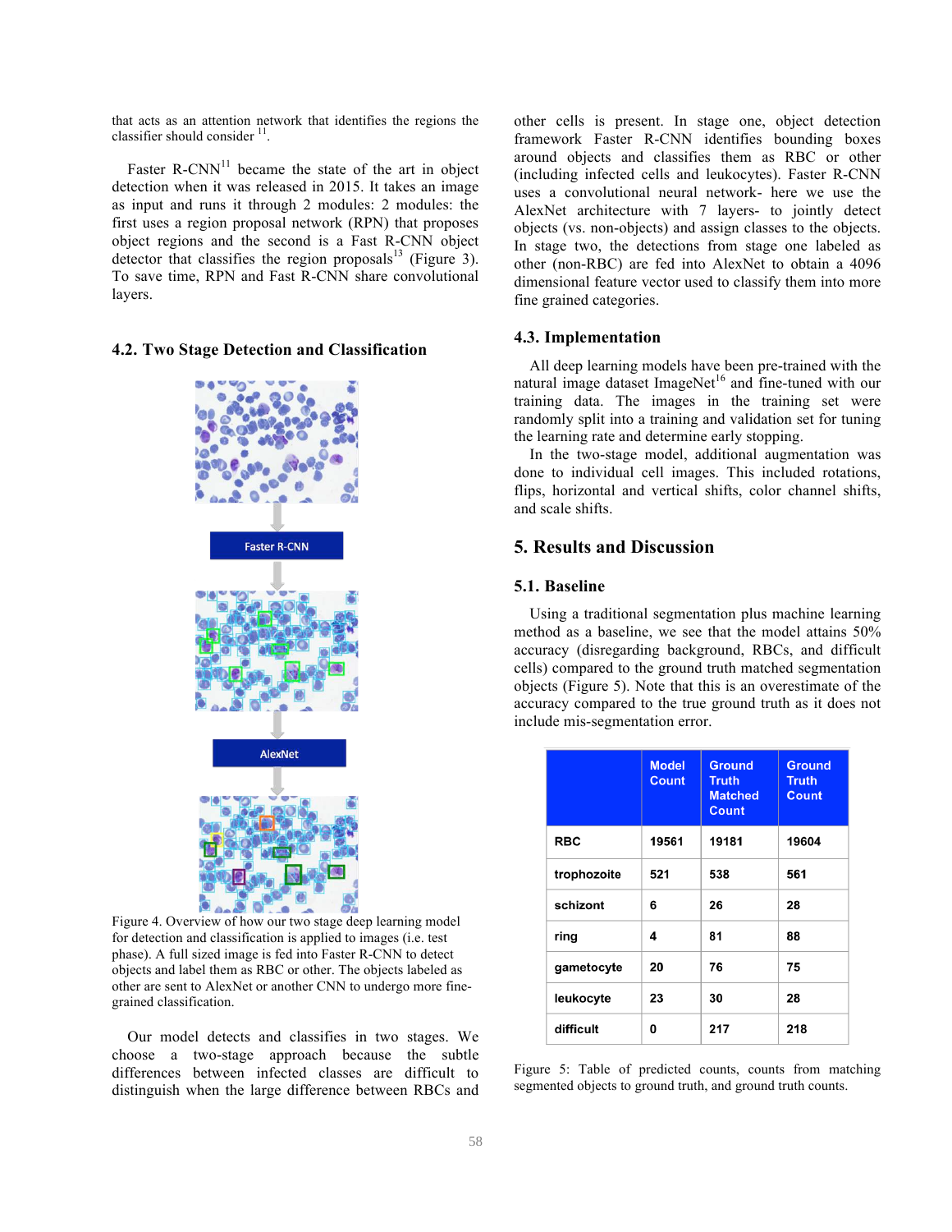that acts as an attention network that identifies the regions the classifier should consider [11].

Faster R-CNN[11] became the state of the art in object detection when it was released in 2015. It takes an image as input and runs it through 2 modules: 2 modules: the first uses a region proposal network (RPN) that proposes object regions and the second is a Fast R-CNN object detector that classifies the region proposals[13] (Figure 3). To save time, RPN and Fast R-CNN share convolutional layers.

### 4.2. Two Stage Detection and Classification

Figure 4. Overview of how our two stage deep learning model for detection and classification is applied to images (i.e. test phase). A full sized image is fed into Faster R-CNN to detect objects and label them as RBC or other. The objects labeled as other are sent to AlexNet or another CNN to undergo more fine-grained classification.

Our model detects and classifies in two stages. We choose a two-stage approach because the subtle differences between infected classes are difficult to distinguish when the large difference between RBCs and other cells is present. In stage one, object detection framework Faster R-CNN identifies bounding boxes around objects and classifies them as RBC or other (including infected cells and leukocytes). Faster R-CNN uses a convolutional neural network- here we use the AlexNet architecture with 7 layers- to jointly detect objects (vs. non-objects) and assign classes to the objects. In stage two, the detections from stage one labeled as other (non-RBC) are fed into AlexNet to obtain a 4096 dimensional feature vector used to classify them into more fine grained categories.

### 4.3. Implementation

All deep learning models have been pre-trained with the natural image dataset ImageNet[16] and fine-tuned with our training data. The images in the training set were randomly split into a training and validation set for tuning the learning rate and determine early stopping.

In the two-stage model, additional augmentation was done to individual cell images. This included rotations, flips, horizontal and vertical shifts, color channel shifts, and scale shifts.

## 5. Results and Discussion

### 5.1. Baseline

Using a traditional segmentation plus machine learning method as a baseline, we see that the model attains 50% accuracy (disregarding background, RBCs, and difficult cells) compared to the ground truth matched segmentation objects (Figure 5). Note that this is an overestimate of the accuracy compared to the true ground truth as it does not include mis-segmentation error.

| | Model Count | Ground Truth Matched Count | Ground Truth Count |
|---|---|---|---|
| RBC | 19561 | 19181 | 19604 |
| trophozoite | 521 | 538 | 561 |
| schizont | 6 | 26 | 28 |
| ring | 4 | 81 | 88 |
| gametocyte | 20 | 76 | 75 |
| leukocyte | 23 | 30 | 28 |
| difficult | 0 | 217 | 218 |

Figure 5: Table of predicted counts, counts from matching segmented objects to ground truth, and ground truth counts.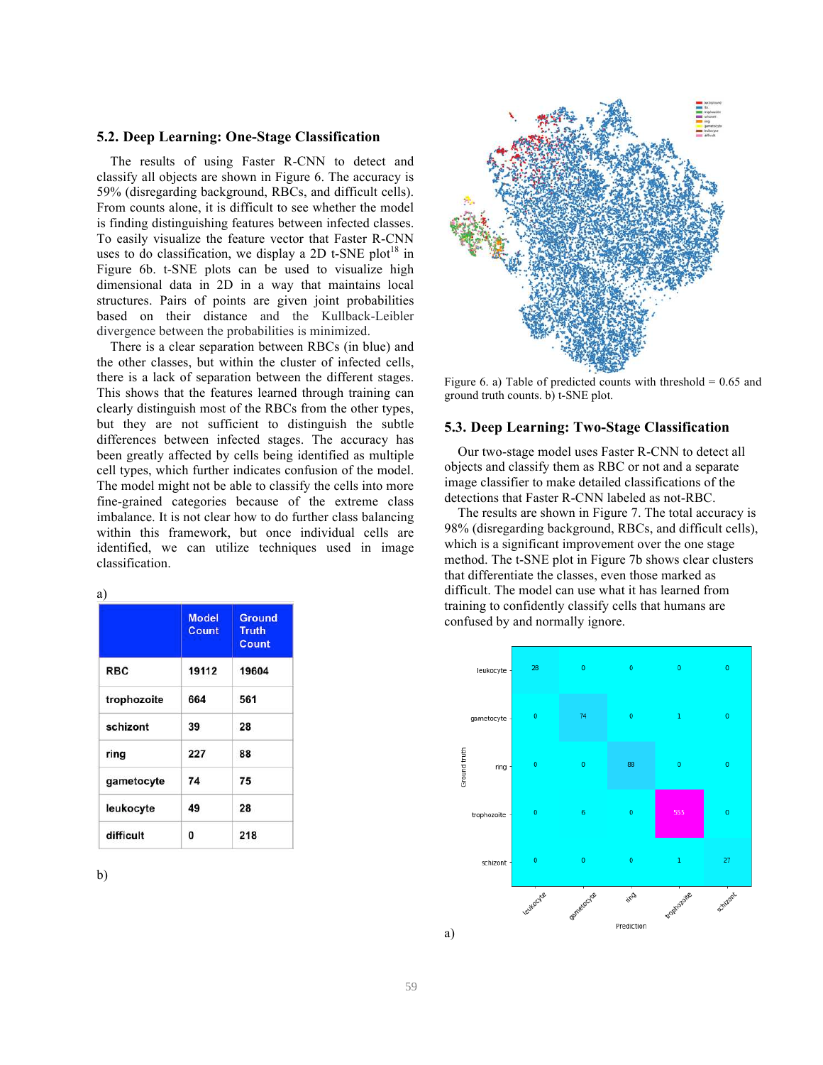## 5.2. Deep Learning: One-Stage Classification

The results of using Faster R-CNN to detect and classify all objects are shown in Figure 6. The accuracy is 59% (disregarding background, RBCs, and difficult cells). From counts alone, it is difficult to see whether the model is finding distinguishing features between infected classes. To easily visualize the feature vector that Faster R-CNN uses to do classification, we display a 2D t-SNE plot[18] in Figure 6b. t-SNE plots can be used to visualize high dimensional data in 2D in a way that maintains local structures. Pairs of points are given joint probabilities based on their distance and the Kullback-Leibler divergence between the probabilities is minimized.

There is a clear separation between RBCs (in blue) and the other classes, but within the cluster of infected cells, there is a lack of separation between the different stages. This shows that the features learned through training can clearly distinguish most of the RBCs from the other types, but they are not sufficient to distinguish the subtle differences between infected stages. The accuracy has been greatly affected by cells being identified as multiple cell types, which further indicates confusion of the model. The model might not be able to classify the cells into more fine-grained categories because of the extreme class imbalance. It is not clear how to do further class balancing within this framework, but once individual cells are identified, we can utilize techniques used in image classification.

a)

| | Model Count | Ground Truth Count |
|---|---|---|
| RBC | 19112 | 19604 |
| trophozoite | 664 | 561 |
| schizont | 39 | 28 |
| ring | 227 | 88 |
| gametocyte | 74 | 75 |
| leukocyte | 49 | 28 |
| difficult | 0 | 218 |

b)

Figure 6. a) Table of predicted counts with threshold = 0.65 and ground truth counts. b) t-SNE plot.

## 5.3. Deep Learning: Two-Stage Classification

Our two-stage model uses Faster R-CNN to detect all objects and classify them as RBC or not and a separate image classifier to make detailed classifications of the detections that Faster R-CNN labeled as not-RBC.

The results are shown in Figure 7. The total accuracy is 98% (disregarding background, RBCs, and difficult cells), which is a significant improvement over the one stage method. The t-SNE plot in Figure 7b shows clear clusters that differentiate the classes, even those marked as difficult. The model can use what it has learned from training to confidently classify cells that humans are confused by and normally ignore.

| Ground truth \ Prediction | leukocyte | gametocyte | ring | trophozoite | schizont |
|---|---|---|---|---|---|
| leukocyte | 28 | 0 | 0 | 0 | 0 |
| gametocyte | 0 | 74 | 0 | 1 | 0 |
| ring | 0 | 0 | 88 | 0 | 0 |
| trophozoite | 0 | 6 | 0 | 555 | 0 |
| schizont | 0 | 0 | 0 | 1 | 27 |

a)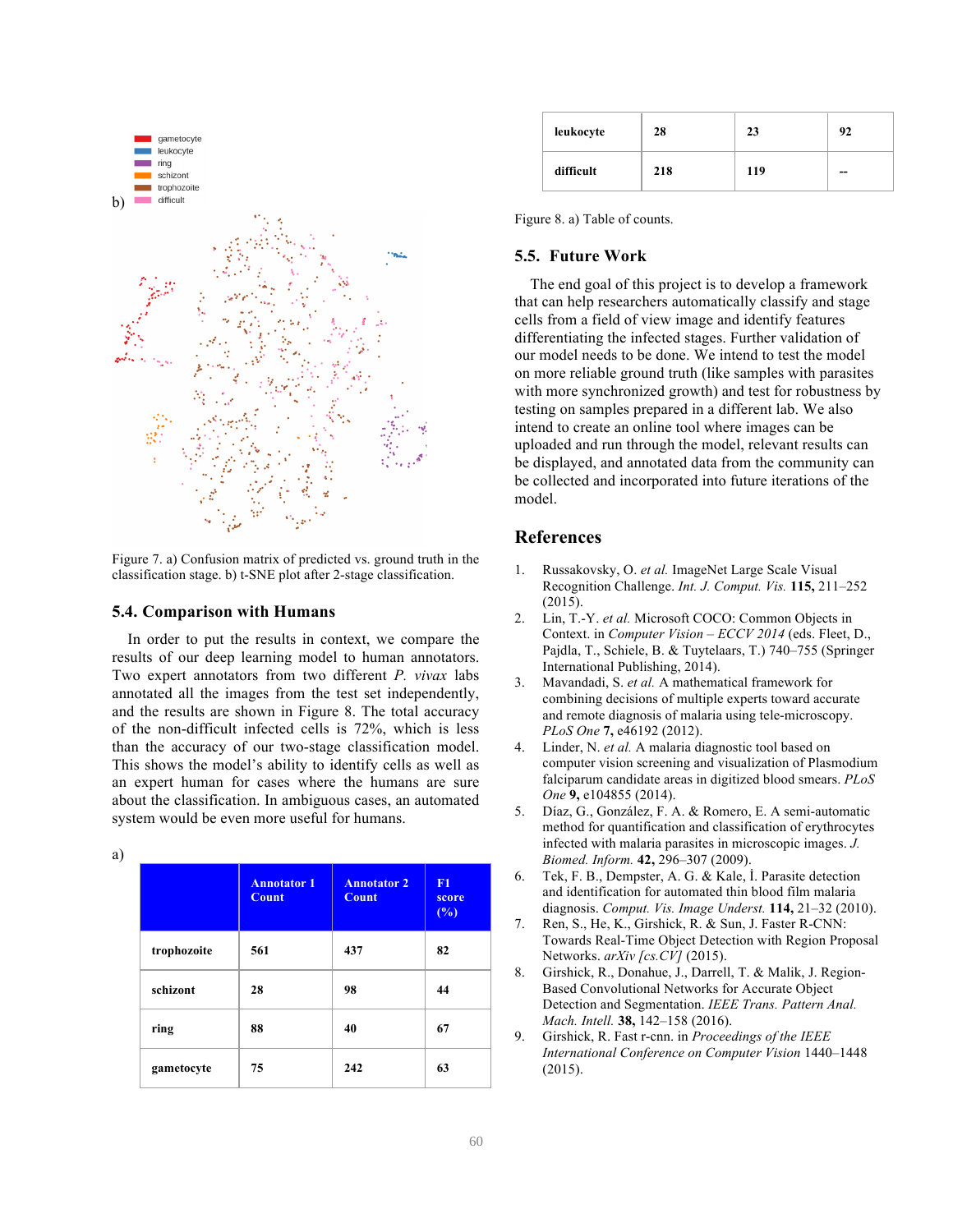b)

Figure 7. a) Confusion matrix of predicted vs. ground truth in the classification stage. b) t-SNE plot after 2-stage classification.

### 5.4. Comparison with Humans

In order to put the results in context, we compare the results of our deep learning model to human annotators. Two expert annotators from two different *P. vivax* labs annotated all the images from the test set independently, and the results are shown in Figure 8. The total accuracy of the non-difficult infected cells is 72%, which is less than the accuracy of our two-stage classification model. This shows the model's ability to identify cells as well as an expert human for cases where the humans are sure about the classification. In ambiguous cases, an automated system would be even more useful for humans.

a)

| | Annotator 1 Count | Annotator 2 Count | F1 score (%) |
|---|---|---|---|
| trophozoite | 561 | 437 | 82 |
| schizont | 28 | 98 | 44 |
| ring | 88 | 40 | 67 |
| gametocyte | 75 | 242 | 63 |
| leukocyte | 28 | 23 | 92 |
| difficult | 218 | 119 | -- |

Figure 8. a) Table of counts.

### 5.5. Future Work

The end goal of this project is to develop a framework that can help researchers automatically classify and stage cells from a field of view image and identify features differentiating the infected stages. Further validation of our model needs to be done. We intend to test the model on more reliable ground truth (like samples with parasites with more synchronized growth) and test for robustness by testing on samples prepared in a different lab. We also intend to create an online tool where images can be uploaded and run through the model, relevant results can be displayed, and annotated data from the community can be collected and incorporated into future iterations of the model.

## References

1. Russakovsky, O. *et al.* ImageNet Large Scale Visual Recognition Challenge. *Int. J. Comput. Vis.* **115,** 211–252 (2015).
2. Lin, T.-Y. *et al.* Microsoft COCO: Common Objects in Context. in *Computer Vision – ECCV 2014* (eds. Fleet, D., Pajdla, T., Schiele, B. & Tuytelaars, T.) 740–755 (Springer International Publishing, 2014).
3. Mavandadi, S. *et al.* A mathematical framework for combining decisions of multiple experts toward accurate and remote diagnosis of malaria using tele-microscopy. *PLoS One* **7,** e46192 (2012).
4. Linder, N. *et al.* A malaria diagnostic tool based on computer vision screening and visualization of Plasmodium falciparum candidate areas in digitized blood smears. *PLoS One* **9,** e104855 (2014).
5. Díaz, G., González, F. A. & Romero, E. A semi-automatic method for quantification and classification of erythrocytes infected with malaria parasites in microscopic images. *J. Biomed. Inform.* **42,** 296–307 (2009).
6. Tek, F. B., Dempster, A. G. & Kale, İ. Parasite detection and identification for automated thin blood film malaria diagnosis. *Comput. Vis. Image Underst.* **114,** 21–32 (2010).
7. Ren, S., He, K., Girshick, R. & Sun, J. Faster R-CNN: Towards Real-Time Object Detection with Region Proposal Networks. *arXiv [cs.CV]* (2015).
8. Girshick, R., Donahue, J., Darrell, T. & Malik, J. Region-Based Convolutional Networks for Accurate Object Detection and Segmentation. *IEEE Trans. Pattern Anal. Mach. Intell.* **38,** 142–158 (2016).
9. Girshick, R. Fast r-cnn. in *Proceedings of the IEEE International Conference on Computer Vision* 1440–1448 (2015).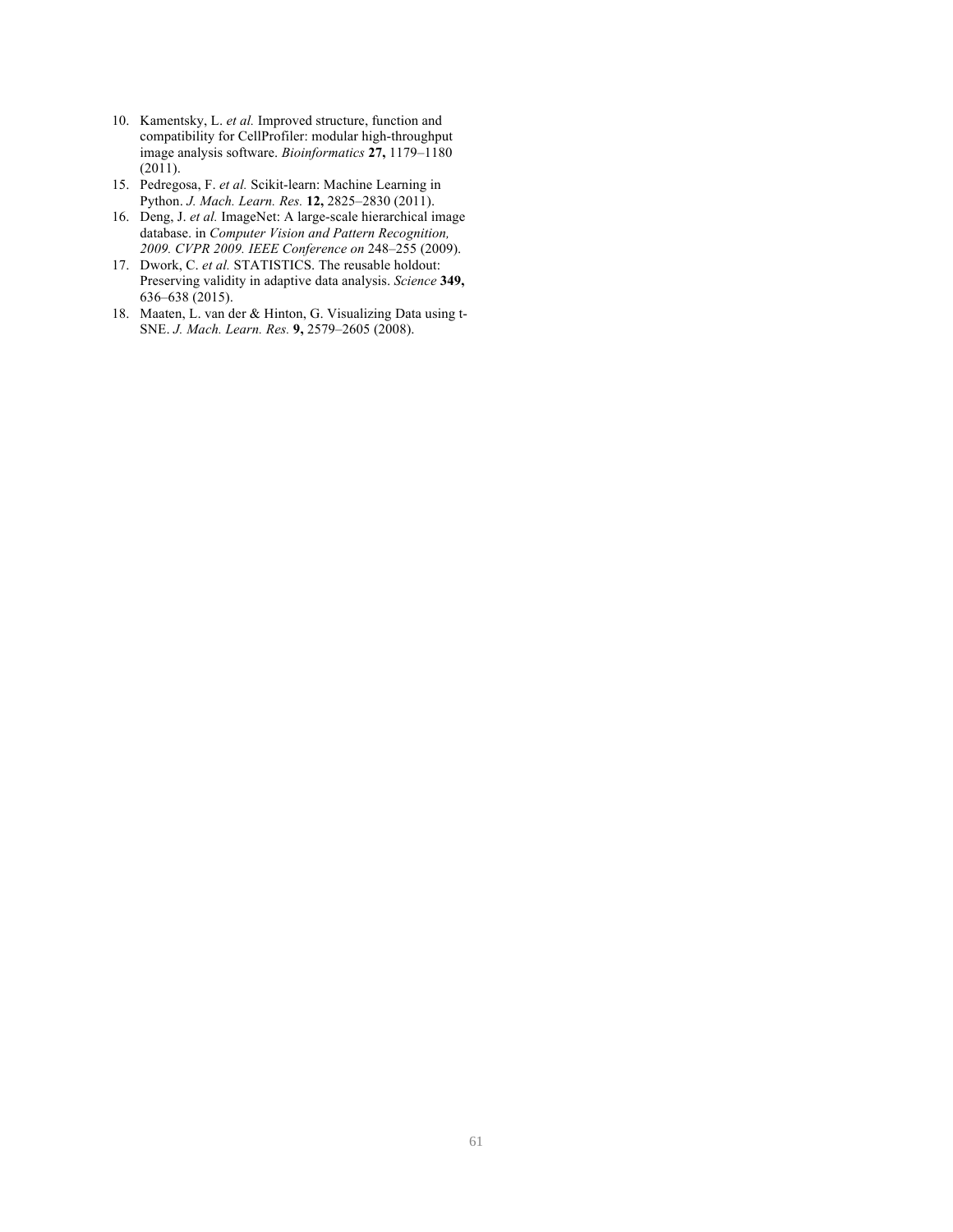10. Kamentsky, L. *et al.* Improved structure, function and compatibility for CellProfiler: modular high-throughput image analysis software. *Bioinformatics* **27,** 1179–1180 (2011).
15. Pedregosa, F. *et al.* Scikit-learn: Machine Learning in Python. *J. Mach. Learn. Res.* **12,** 2825–2830 (2011).
16. Deng, J. *et al.* ImageNet: A large-scale hierarchical image database. in *Computer Vision and Pattern Recognition, 2009. CVPR 2009. IEEE Conference on* 248–255 (2009).
17. Dwork, C. *et al.* STATISTICS. The reusable holdout: Preserving validity in adaptive data analysis. *Science* **349,** 636–638 (2015).
18. Maaten, L. van der & Hinton, G. Visualizing Data using t-SNE. *J. Mach. Learn. Res.* **9,** 2579–2605 (2008).